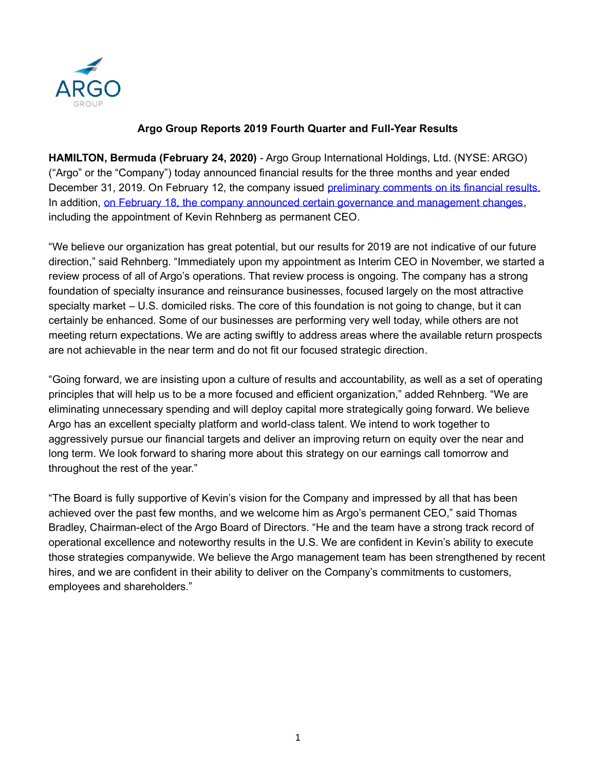# Argo Group Reports 2019 Fourth Quarter and Full-Year Results

**HAMILTON, Bermuda (February 24, 2020)** - Argo Group International Holdings, Ltd. (NYSE: ARGO) ("Argo" or the "Company") today announced financial results for the three months and year ended December 31, 2019. On February 12, the company issued preliminary comments on its financial results. In addition, on February 18, the company announced certain governance and management changes, including the appointment of Kevin Rehnberg as permanent CEO.

"We believe our organization has great potential, but our results for 2019 are not indicative of our future direction," said Rehnberg. "Immediately upon my appointment as Interim CEO in November, we started a review process of all of Argo's operations. That review process is ongoing. The company has a strong foundation of specialty insurance and reinsurance businesses, focused largely on the most attractive specialty market – U.S. domiciled risks. The core of this foundation is not going to change, but it can certainly be enhanced. Some of our businesses are performing very well today, while others are not meeting return expectations. We are acting swiftly to address areas where the available return prospects are not achievable in the near term and do not fit our focused strategic direction.

"Going forward, we are insisting upon a culture of results and accountability, as well as a set of operating principles that will help us to be a more focused and efficient organization," added Rehnberg. "We are eliminating unnecessary spending and will deploy capital more strategically going forward. We believe Argo has an excellent specialty platform and world-class talent. We intend to work together to aggressively pursue our financial targets and deliver an improving return on equity over the near and long term. We look forward to sharing more about this strategy on our earnings call tomorrow and throughout the rest of the year."

"The Board is fully supportive of Kevin's vision for the Company and impressed by all that has been achieved over the past few months, and we welcome him as Argo's permanent CEO," said Thomas Bradley, Chairman-elect of the Argo Board of Directors. "He and the team have a strong track record of operational excellence and noteworthy results in the U.S. We are confident in Kevin's ability to execute those strategies companywide. We believe the Argo management team has been strengthened by recent hires, and we are confident in their ability to deliver on the Company's commitments to customers, employees and shareholders."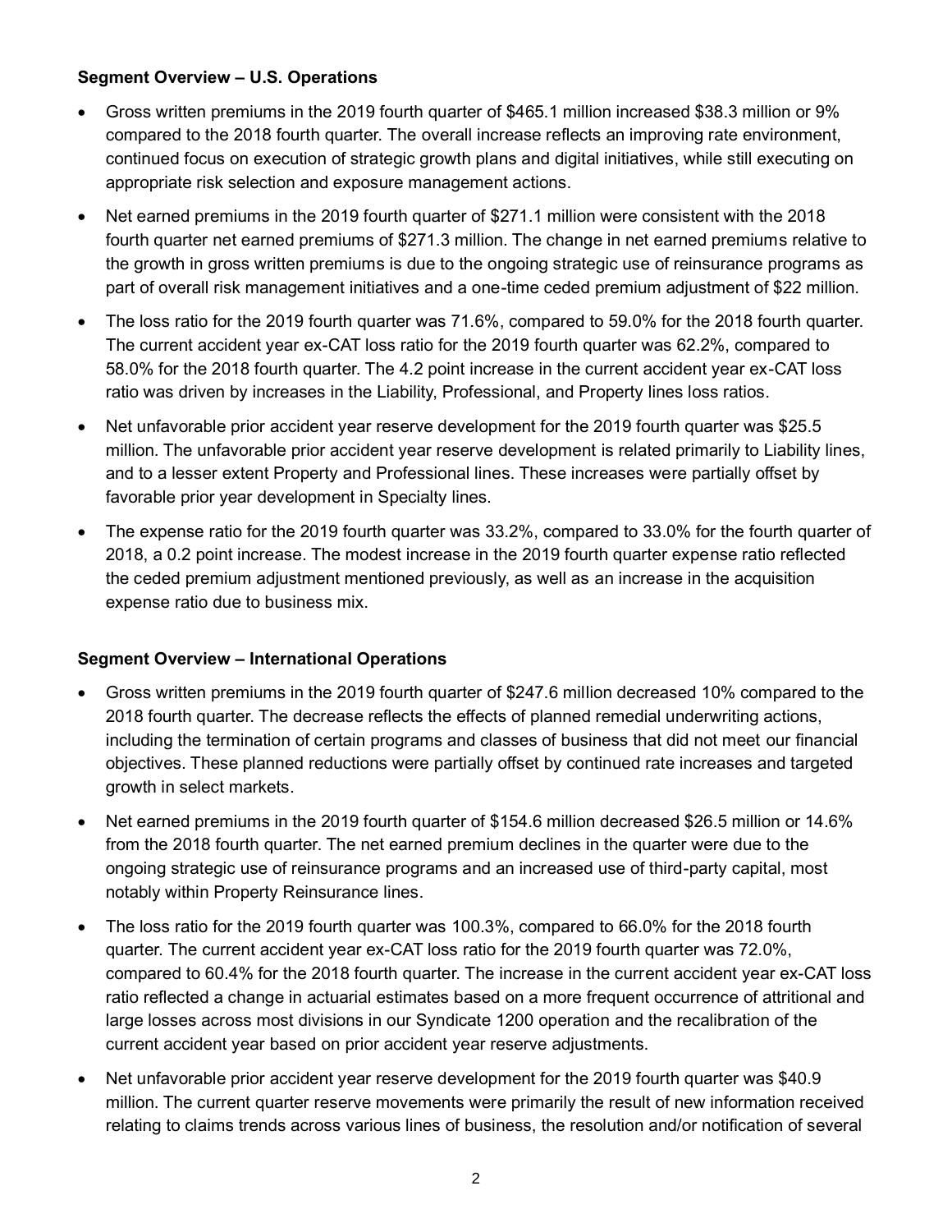**Segment Overview – U.S. Operations**

- Gross written premiums in the 2019 fourth quarter of $465.1 million increased $38.3 million or 9% compared to the 2018 fourth quarter. The overall increase reflects an improving rate environment, continued focus on execution of strategic growth plans and digital initiatives, while still executing on appropriate risk selection and exposure management actions.
- Net earned premiums in the 2019 fourth quarter of $271.1 million were consistent with the 2018 fourth quarter net earned premiums of $271.3 million. The change in net earned premiums relative to the growth in gross written premiums is due to the ongoing strategic use of reinsurance programs as part of overall risk management initiatives and a one-time ceded premium adjustment of $22 million.
- The loss ratio for the 2019 fourth quarter was 71.6%, compared to 59.0% for the 2018 fourth quarter. The current accident year ex-CAT loss ratio for the 2019 fourth quarter was 62.2%, compared to 58.0% for the 2018 fourth quarter. The 4.2 point increase in the current accident year ex-CAT loss ratio was driven by increases in the Liability, Professional, and Property lines loss ratios.
- Net unfavorable prior accident year reserve development for the 2019 fourth quarter was $25.5 million. The unfavorable prior accident year reserve development is related primarily to Liability lines, and to a lesser extent Property and Professional lines. These increases were partially offset by favorable prior year development in Specialty lines.
- The expense ratio for the 2019 fourth quarter was 33.2%, compared to 33.0% for the fourth quarter of 2018, a 0.2 point increase. The modest increase in the 2019 fourth quarter expense ratio reflected the ceded premium adjustment mentioned previously, as well as an increase in the acquisition expense ratio due to business mix.

**Segment Overview – International Operations**

- Gross written premiums in the 2019 fourth quarter of $247.6 million decreased 10% compared to the 2018 fourth quarter. The decrease reflects the effects of planned remedial underwriting actions, including the termination of certain programs and classes of business that did not meet our financial objectives. These planned reductions were partially offset by continued rate increases and targeted growth in select markets.
- Net earned premiums in the 2019 fourth quarter of $154.6 million decreased $26.5 million or 14.6% from the 2018 fourth quarter. The net earned premium declines in the quarter were due to the ongoing strategic use of reinsurance programs and an increased use of third-party capital, most notably within Property Reinsurance lines.
- The loss ratio for the 2019 fourth quarter was 100.3%, compared to 66.0% for the 2018 fourth quarter. The current accident year ex-CAT loss ratio for the 2019 fourth quarter was 72.0%, compared to 60.4% for the 2018 fourth quarter. The increase in the current accident year ex-CAT loss ratio reflected a change in actuarial estimates based on a more frequent occurrence of attritional and large losses across most divisions in our Syndicate 1200 operation and the recalibration of the current accident year based on prior accident year reserve adjustments.
- Net unfavorable prior accident year reserve development for the 2019 fourth quarter was $40.9 million. The current quarter reserve movements were primarily the result of new information received relating to claims trends across various lines of business, the resolution and/or notification of several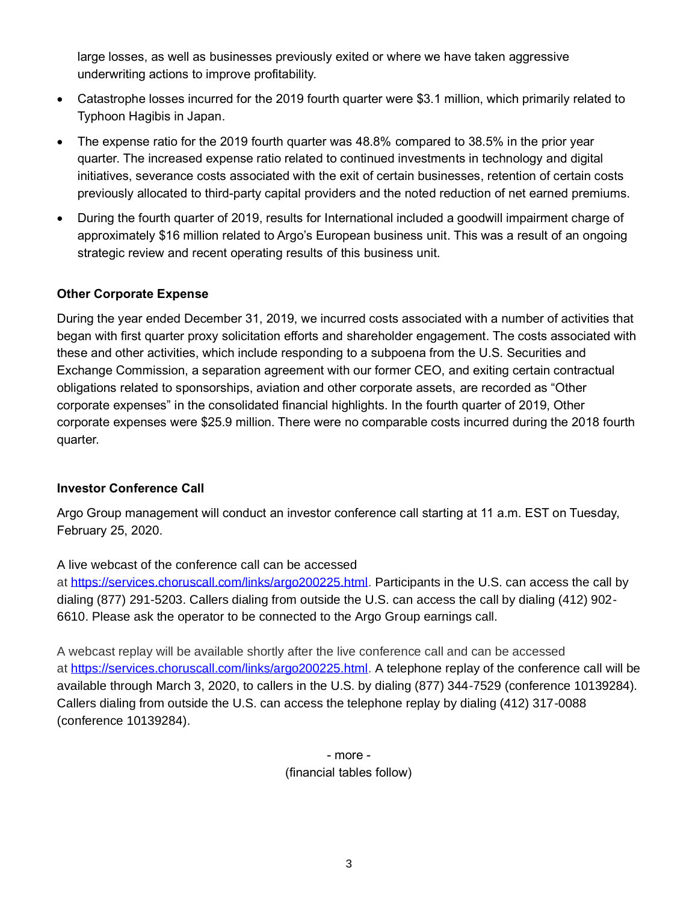large losses, as well as businesses previously exited or where we have taken aggressive underwriting actions to improve profitability.

- Catastrophe losses incurred for the 2019 fourth quarter were $3.1 million, which primarily related to Typhoon Hagibis in Japan.
- The expense ratio for the 2019 fourth quarter was 48.8% compared to 38.5% in the prior year quarter. The increased expense ratio related to continued investments in technology and digital initiatives, severance costs associated with the exit of certain businesses, retention of certain costs previously allocated to third-party capital providers and the noted reduction of net earned premiums.
- During the fourth quarter of 2019, results for International included a goodwill impairment charge of approximately $16 million related to Argo's European business unit. This was a result of an ongoing strategic review and recent operating results of this business unit.

**Other Corporate Expense**

During the year ended December 31, 2019, we incurred costs associated with a number of activities that began with first quarter proxy solicitation efforts and shareholder engagement. The costs associated with these and other activities, which include responding to a subpoena from the U.S. Securities and Exchange Commission, a separation agreement with our former CEO, and exiting certain contractual obligations related to sponsorships, aviation and other corporate assets, are recorded as "Other corporate expenses" in the consolidated financial highlights. In the fourth quarter of 2019, Other corporate expenses were $25.9 million. There were no comparable costs incurred during the 2018 fourth quarter.

**Investor Conference Call**

Argo Group management will conduct an investor conference call starting at 11 a.m. EST on Tuesday, February 25, 2020.

A live webcast of the conference call can be accessed at https://services.choruscall.com/links/argo200225.html. Participants in the U.S. can access the call by dialing (877) 291-5203. Callers dialing from outside the U.S. can access the call by dialing (412) 902-6610. Please ask the operator to be connected to the Argo Group earnings call.

A webcast replay will be available shortly after the live conference call and can be accessed at https://services.choruscall.com/links/argo200225.html. A telephone replay of the conference call will be available through March 3, 2020, to callers in the U.S. by dialing (877) 344-7529 (conference 10139284). Callers dialing from outside the U.S. can access the telephone replay by dialing (412) 317-0088 (conference 10139284).

- more -

(financial tables follow)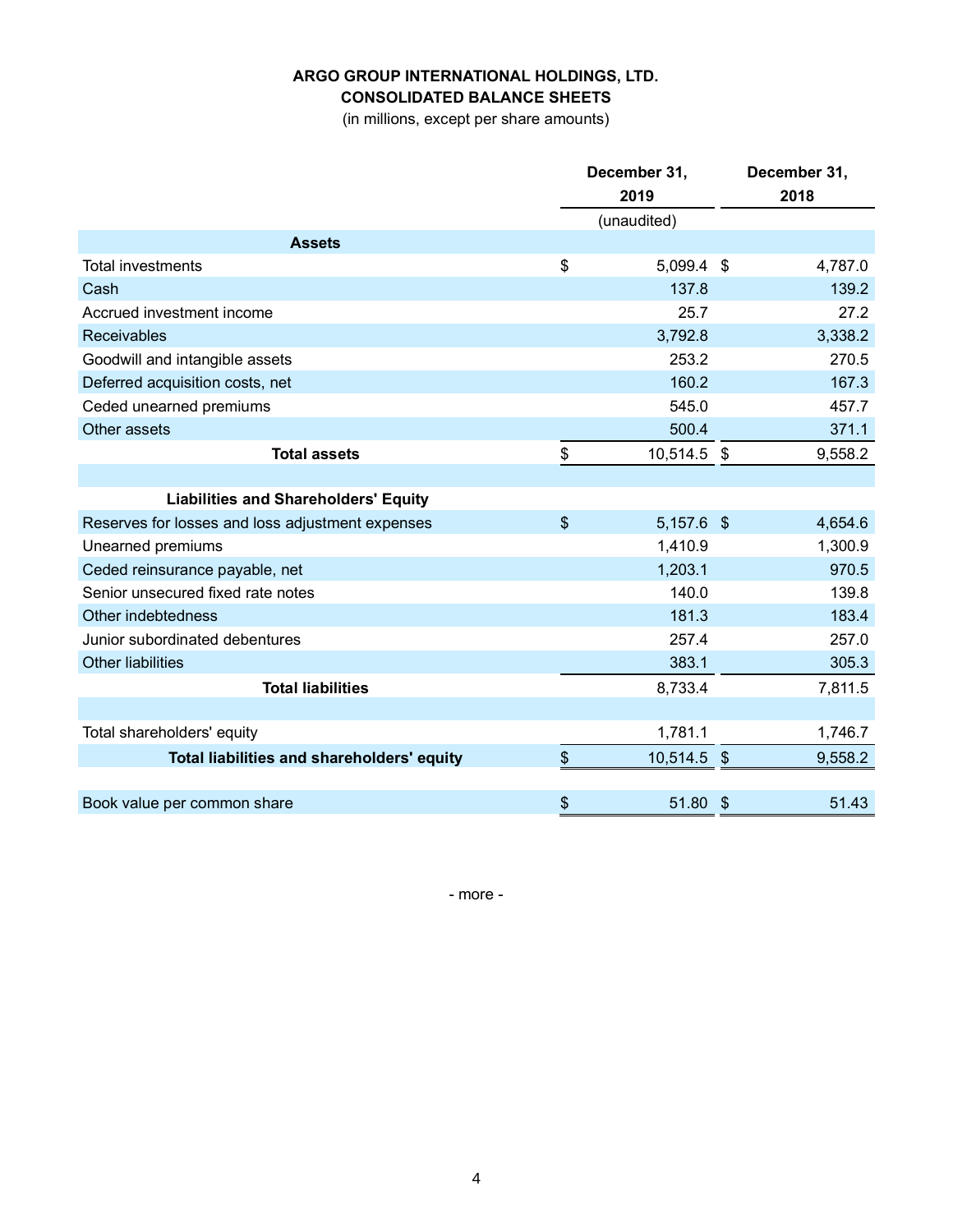**ARGO GROUP INTERNATIONAL HOLDINGS, LTD.**
**CONSOLIDATED BALANCE SHEETS**
(in millions, except per share amounts)

| | December 31, 2019 | December 31, 2018 |
|---|---|---|
| | (unaudited) | |
| **Assets** | | |
| Total investments | $ 5,099.4 | $ 4,787.0 |
| Cash | 137.8 | 139.2 |
| Accrued investment income | 25.7 | 27.2 |
| Receivables | 3,792.8 | 3,338.2 |
| Goodwill and intangible assets | 253.2 | 270.5 |
| Deferred acquisition costs, net | 160.2 | 167.3 |
| Ceded unearned premiums | 545.0 | 457.7 |
| Other assets | 500.4 | 371.1 |
| **Total assets** | $ 10,514.5 | $ 9,558.2 |
| | | |
| **Liabilities and Shareholders' Equity** | | |
| Reserves for losses and loss adjustment expenses | $ 5,157.6 | $ 4,654.6 |
| Unearned premiums | 1,410.9 | 1,300.9 |
| Ceded reinsurance payable, net | 1,203.1 | 970.5 |
| Senior unsecured fixed rate notes | 140.0 | 139.8 |
| Other indebtedness | 181.3 | 183.4 |
| Junior subordinated debentures | 257.4 | 257.0 |
| Other liabilities | 383.1 | 305.3 |
| **Total liabilities** | 8,733.4 | 7,811.5 |
| | | |
| Total shareholders' equity | 1,781.1 | 1,746.7 |
| **Total liabilities and shareholders' equity** | $ 10,514.5 | $ 9,558.2 |
| | | |
| Book value per common share | $ 51.80 | $ 51.43 |

- more -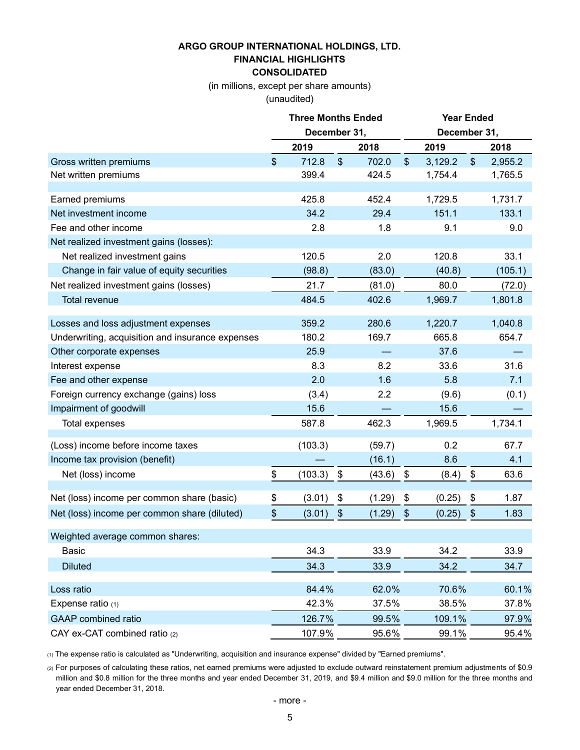**ARGO GROUP INTERNATIONAL HOLDINGS, LTD.**
**FINANCIAL HIGHLIGHTS**
**CONSOLIDATED**

(in millions, except per share amounts)
(unaudited)

| | Three Months Ended December 31, | | Year Ended December 31, | |
|---|---|---|---|---|
| | 2019 | 2018 | 2019 | 2018 |
| Gross written premiums | $ 712.8 | $ 702.0 | $ 3,129.2 | $ 2,955.2 |
| Net written premiums | 399.4 | 424.5 | 1,754.4 | 1,765.5 |
| | | | | |
| Earned premiums | 425.8 | 452.4 | 1,729.5 | 1,731.7 |
| Net investment income | 34.2 | 29.4 | 151.1 | 133.1 |
| Fee and other income | 2.8 | 1.8 | 9.1 | 9.0 |
| Net realized investment gains (losses): | | | | |
| Net realized investment gains | 120.5 | 2.0 | 120.8 | 33.1 |
| Change in fair value of equity securities | (98.8) | (83.0) | (40.8) | (105.1) |
| Net realized investment gains (losses) | 21.7 | (81.0) | 80.0 | (72.0) |
| Total revenue | 484.5 | 402.6 | 1,969.7 | 1,801.8 |
| | | | | |
| Losses and loss adjustment expenses | 359.2 | 280.6 | 1,220.7 | 1,040.8 |
| Underwriting, acquisition and insurance expenses | 180.2 | 169.7 | 665.8 | 654.7 |
| Other corporate expenses | 25.9 | — | 37.6 | — |
| Interest expense | 8.3 | 8.2 | 33.6 | 31.6 |
| Fee and other expense | 2.0 | 1.6 | 5.8 | 7.1 |
| Foreign currency exchange (gains) loss | (3.4) | 2.2 | (9.6) | (0.1) |
| Impairment of goodwill | 15.6 | — | 15.6 | — |
| Total expenses | 587.8 | 462.3 | 1,969.5 | 1,734.1 |
| | | | | |
| (Loss) income before income taxes | (103.3) | (59.7) | 0.2 | 67.7 |
| Income tax provision (benefit) | — | (16.1) | 8.6 | 4.1 |
| Net (loss) income | $ (103.3) | $ (43.6) | $ (8.4) | $ 63.6 |
| | | | | |
| Net (loss) income per common share (basic) | $ (3.01) | $ (1.29) | $ (0.25) | $ 1.87 |
| Net (loss) income per common share (diluted) | $ (3.01) | $ (1.29) | $ (0.25) | $ 1.83 |
| | | | | |
| Weighted average common shares: | | | | |
| Basic | 34.3 | 33.9 | 34.2 | 33.9 |
| Diluted | 34.3 | 33.9 | 34.2 | 34.7 |
| | | | | |
| Loss ratio | 84.4% | 62.0% | 70.6% | 60.1% |
| Expense ratio (1) | 42.3% | 37.5% | 38.5% | 37.8% |
| GAAP combined ratio | 126.7% | 99.5% | 109.1% | 97.9% |
| CAY ex-CAT combined ratio (2) | 107.9% | 95.6% | 99.1% | 95.4% |

(1) The expense ratio is calculated as "Underwriting, acquisition and insurance expense" divided by "Earned premiums".

(2) For purposes of calculating these ratios, net earned premiums were adjusted to exclude outward reinstatement premium adjustments of $0.9 million and $0.8 million for the three months and year ended December 31, 2019, and $9.4 million and $9.0 million for the three months and year ended December 31, 2018.

- more -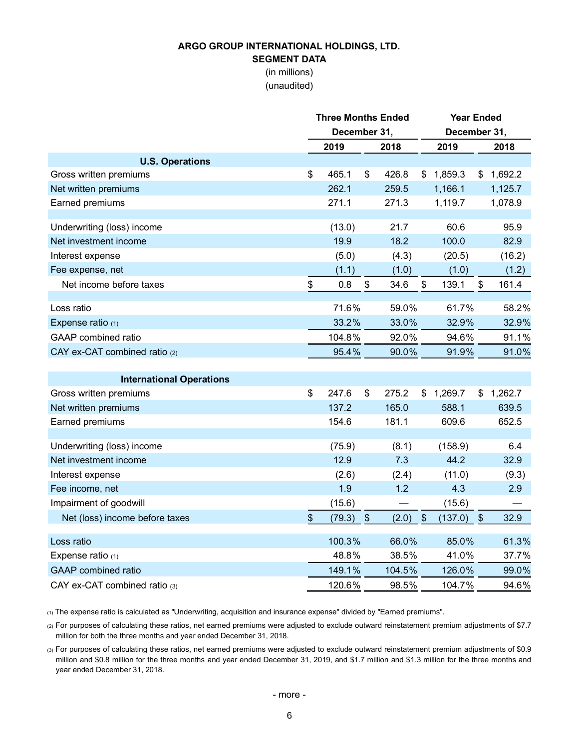**ARGO GROUP INTERNATIONAL HOLDINGS, LTD.**
**SEGMENT DATA**
(in millions)
(unaudited)

| | Three Months Ended December 31, | | Year Ended December 31, | |
|---|---|---|---|---|
| | 2019 | 2018 | 2019 | 2018 |
| **U.S. Operations** | | | | |
| Gross written premiums | $ 465.1 | $ 426.8 | $ 1,859.3 | $ 1,692.2 |
| Net written premiums | 262.1 | 259.5 | 1,166.1 | 1,125.7 |
| Earned premiums | 271.1 | 271.3 | 1,119.7 | 1,078.9 |
| | | | | |
| Underwriting (loss) income | (13.0) | 21.7 | 60.6 | 95.9 |
| Net investment income | 19.9 | 18.2 | 100.0 | 82.9 |
| Interest expense | (5.0) | (4.3) | (20.5) | (16.2) |
| Fee expense, net | (1.1) | (1.0) | (1.0) | (1.2) |
| Net income before taxes | $ 0.8 | $ 34.6 | $ 139.1 | $ 161.4 |
| | | | | |
| Loss ratio | 71.6% | 59.0% | 61.7% | 58.2% |
| Expense ratio (1) | 33.2% | 33.0% | 32.9% | 32.9% |
| GAAP combined ratio | 104.8% | 92.0% | 94.6% | 91.1% |
| CAY ex-CAT combined ratio (2) | 95.4% | 90.0% | 91.9% | 91.0% |
| | | | | |
| **International Operations** | | | | |
| Gross written premiums | $ 247.6 | $ 275.2 | $ 1,269.7 | $ 1,262.7 |
| Net written premiums | 137.2 | 165.0 | 588.1 | 639.5 |
| Earned premiums | 154.6 | 181.1 | 609.6 | 652.5 |
| | | | | |
| Underwriting (loss) income | (75.9) | (8.1) | (158.9) | 6.4 |
| Net investment income | 12.9 | 7.3 | 44.2 | 32.9 |
| Interest expense | (2.6) | (2.4) | (11.0) | (9.3) |
| Fee income, net | 1.9 | 1.2 | 4.3 | 2.9 |
| Impairment of goodwill | (15.6) | — | (15.6) | — |
| Net (loss) income before taxes | $ (79.3) | $ (2.0) | $ (137.0) | $ 32.9 |
| | | | | |
| Loss ratio | 100.3% | 66.0% | 85.0% | 61.3% |
| Expense ratio (1) | 48.8% | 38.5% | 41.0% | 37.7% |
| GAAP combined ratio | 149.1% | 104.5% | 126.0% | 99.0% |
| CAY ex-CAT combined ratio (3) | 120.6% | 98.5% | 104.7% | 94.6% |

(1) The expense ratio is calculated as "Underwriting, acquisition and insurance expense" divided by "Earned premiums".

(2) For purposes of calculating these ratios, net earned premiums were adjusted to exclude outward reinstatement premium adjustments of $7.7 million for both the three months and year ended December 31, 2018.

(3) For purposes of calculating these ratios, net earned premiums were adjusted to exclude outward reinstatement premium adjustments of $0.9 million and $0.8 million for the three months and year ended December 31, 2019, and $1.7 million and $1.3 million for the three months and year ended December 31, 2018.

- more -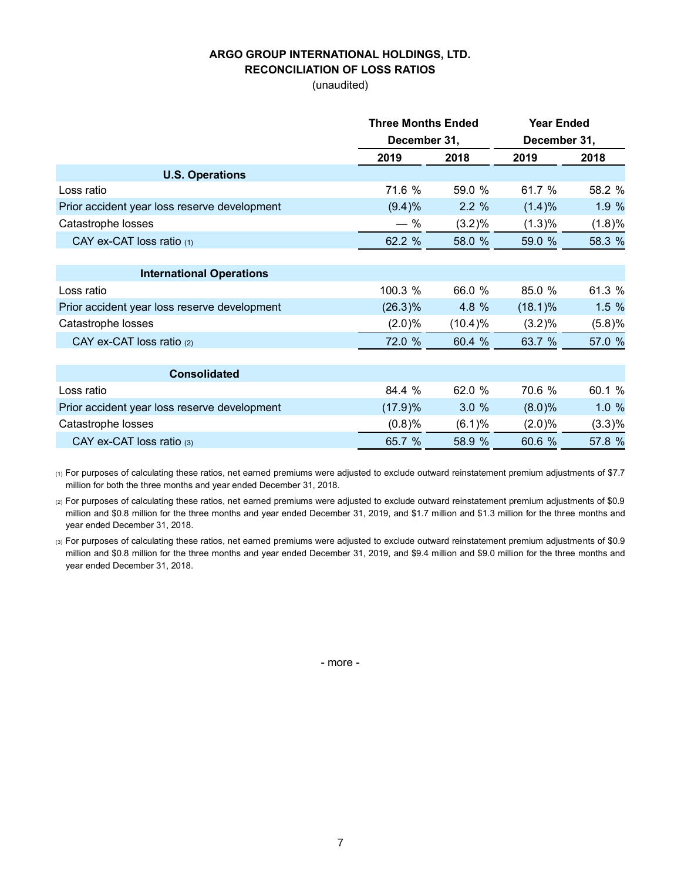**ARGO GROUP INTERNATIONAL HOLDINGS, LTD.**
**RECONCILIATION OF LOSS RATIOS**
(unaudited)

| | Three Months Ended December 31, | | Year Ended December 31, | |
|---|---|---|---|---|
| | 2019 | 2018 | 2019 | 2018 |
| **U.S. Operations** | | | | |
| Loss ratio | 71.6 % | 59.0 % | 61.7 % | 58.2 % |
| Prior accident year loss reserve development | (9.4)% | 2.2 % | (1.4)% | 1.9 % |
| Catastrophe losses | — % | (3.2)% | (1.3)% | (1.8)% |
| CAY ex-CAT loss ratio (1) | 62.2 % | 58.0 % | 59.0 % | 58.3 % |
| **International Operations** | | | | |
| Loss ratio | 100.3 % | 66.0 % | 85.0 % | 61.3 % |
| Prior accident year loss reserve development | (26.3)% | 4.8 % | (18.1)% | 1.5 % |
| Catastrophe losses | (2.0)% | (10.4)% | (3.2)% | (5.8)% |
| CAY ex-CAT loss ratio (2) | 72.0 % | 60.4 % | 63.7 % | 57.0 % |
| **Consolidated** | | | | |
| Loss ratio | 84.4 % | 62.0 % | 70.6 % | 60.1 % |
| Prior accident year loss reserve development | (17.9)% | 3.0 % | (8.0)% | 1.0 % |
| Catastrophe losses | (0.8)% | (6.1)% | (2.0)% | (3.3)% |
| CAY ex-CAT loss ratio (3) | 65.7 % | 58.9 % | 60.6 % | 57.8 % |

(1) For purposes of calculating these ratios, net earned premiums were adjusted to exclude outward reinstatement premium adjustments of $7.7 million for both the three months and year ended December 31, 2018.

(2) For purposes of calculating these ratios, net earned premiums were adjusted to exclude outward reinstatement premium adjustments of $0.9 million and $0.8 million for the three months and year ended December 31, 2019, and $1.7 million and $1.3 million for the three months and year ended December 31, 2018.

(3) For purposes of calculating these ratios, net earned premiums were adjusted to exclude outward reinstatement premium adjustments of $0.9 million and $0.8 million for the three months and year ended December 31, 2019, and $9.4 million and $9.0 million for the three months and year ended December 31, 2018.

- more -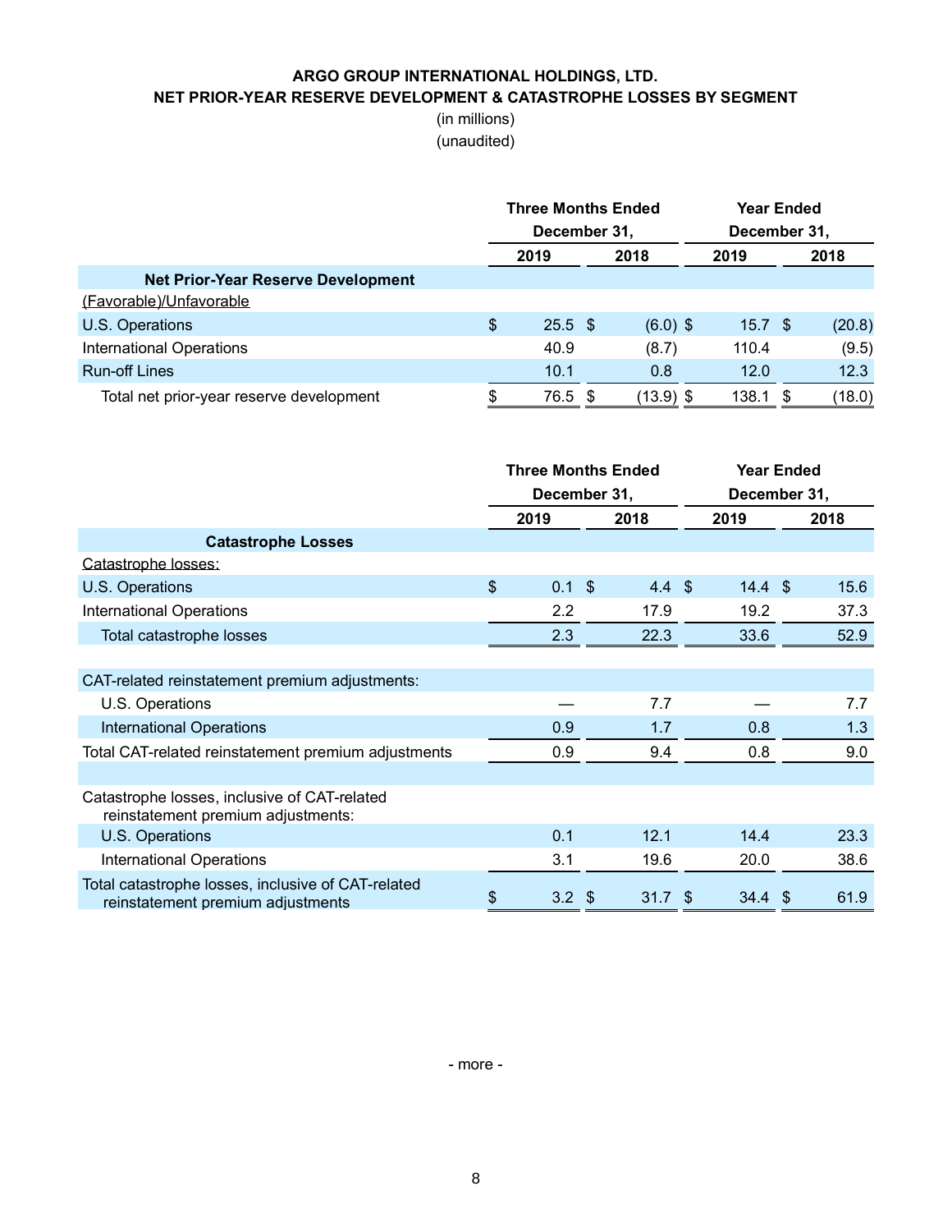**ARGO GROUP INTERNATIONAL HOLDINGS, LTD.**
**NET PRIOR-YEAR RESERVE DEVELOPMENT & CATASTROPHE LOSSES BY SEGMENT**
(in millions)
(unaudited)

| | Three Months Ended December 31, | | Year Ended December 31, | |
|---|---|---|---|---|
| | 2019 | 2018 | 2019 | 2018 |
| **Net Prior-Year Reserve Development** | | | | |
| (Favorable)/Unfavorable | | | | |
| U.S. Operations | $ 25.5 | $ (6.0) | $ 15.7 | $ (20.8) |
| International Operations | 40.9 | (8.7) | 110.4 | (9.5) |
| Run-off Lines | 10.1 | 0.8 | 12.0 | 12.3 |
| Total net prior-year reserve development | $ 76.5 | $ (13.9) | $ 138.1 | $ (18.0) |

| | Three Months Ended December 31, | | Year Ended December 31, | |
|---|---|---|---|---|
| | 2019 | 2018 | 2019 | 2018 |
| **Catastrophe Losses** | | | | |
| Catastrophe losses: | | | | |
| U.S. Operations | $ 0.1 | $ 4.4 | $ 14.4 | $ 15.6 |
| International Operations | 2.2 | 17.9 | 19.2 | 37.3 |
| Total catastrophe losses | 2.3 | 22.3 | 33.6 | 52.9 |
| | | | | |
| CAT-related reinstatement premium adjustments: | | | | |
| U.S. Operations | — | 7.7 | — | 7.7 |
| International Operations | 0.9 | 1.7 | 0.8 | 1.3 |
| Total CAT-related reinstatement premium adjustments | 0.9 | 9.4 | 0.8 | 9.0 |
| | | | | |
| Catastrophe losses, inclusive of CAT-related reinstatement premium adjustments: | | | | |
| U.S. Operations | 0.1 | 12.1 | 14.4 | 23.3 |
| International Operations | 3.1 | 19.6 | 20.0 | 38.6 |
| Total catastrophe losses, inclusive of CAT-related reinstatement premium adjustments | $ 3.2 | $ 31.7 | $ 34.4 | $ 61.9 |

- more -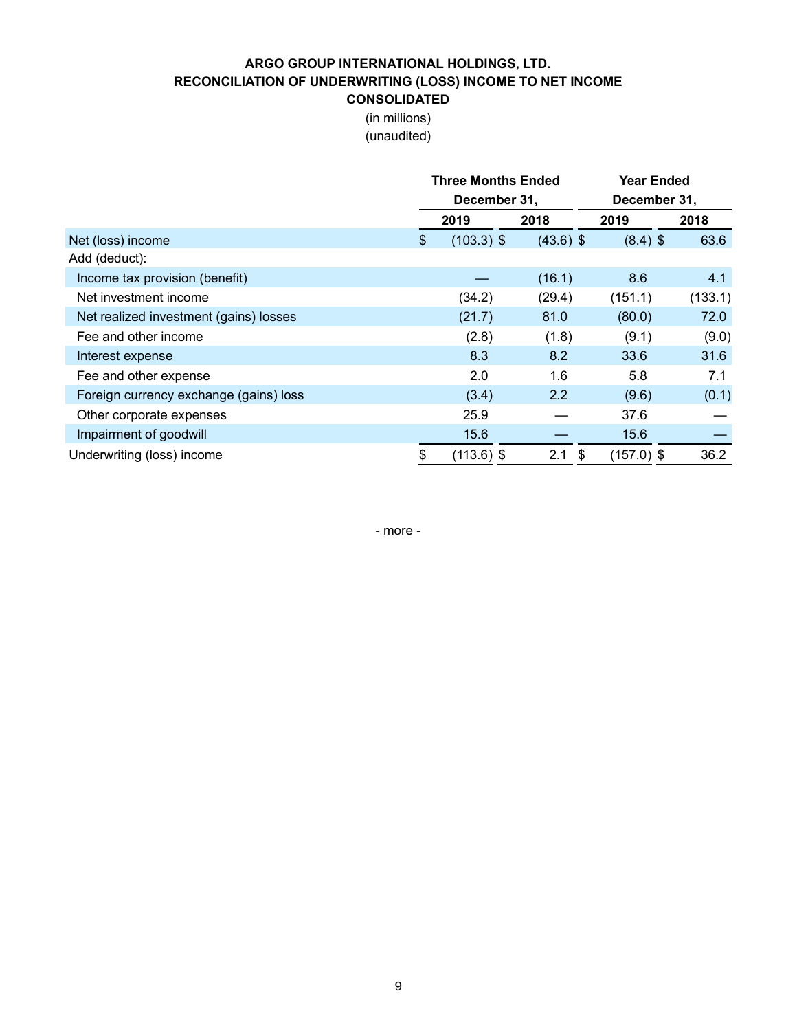**ARGO GROUP INTERNATIONAL HOLDINGS, LTD.**
**RECONCILIATION OF UNDERWRITING (LOSS) INCOME TO NET INCOME**
**CONSOLIDATED**

(in millions)
(unaudited)

| | Three Months Ended December 31, | | Year Ended December 31, | |
|---|---|---|---|---|
| | 2019 | 2018 | 2019 | 2018 |
| Net (loss) income | $ (103.3) | $ (43.6) | $ (8.4) | $ 63.6 |
| Add (deduct): | | | | |
| Income tax provision (benefit) | — | (16.1) | 8.6 | 4.1 |
| Net investment income | (34.2) | (29.4) | (151.1) | (133.1) |
| Net realized investment (gains) losses | (21.7) | 81.0 | (80.0) | 72.0 |
| Fee and other income | (2.8) | (1.8) | (9.1) | (9.0) |
| Interest expense | 8.3 | 8.2 | 33.6 | 31.6 |
| Fee and other expense | 2.0 | 1.6 | 5.8 | 7.1 |
| Foreign currency exchange (gains) loss | (3.4) | 2.2 | (9.6) | (0.1) |
| Other corporate expenses | 25.9 | — | 37.6 | — |
| Impairment of goodwill | 15.6 | — | 15.6 | — |
| Underwriting (loss) income | $ (113.6) | $ 2.1 | $ (157.0) | $ 36.2 |

- more -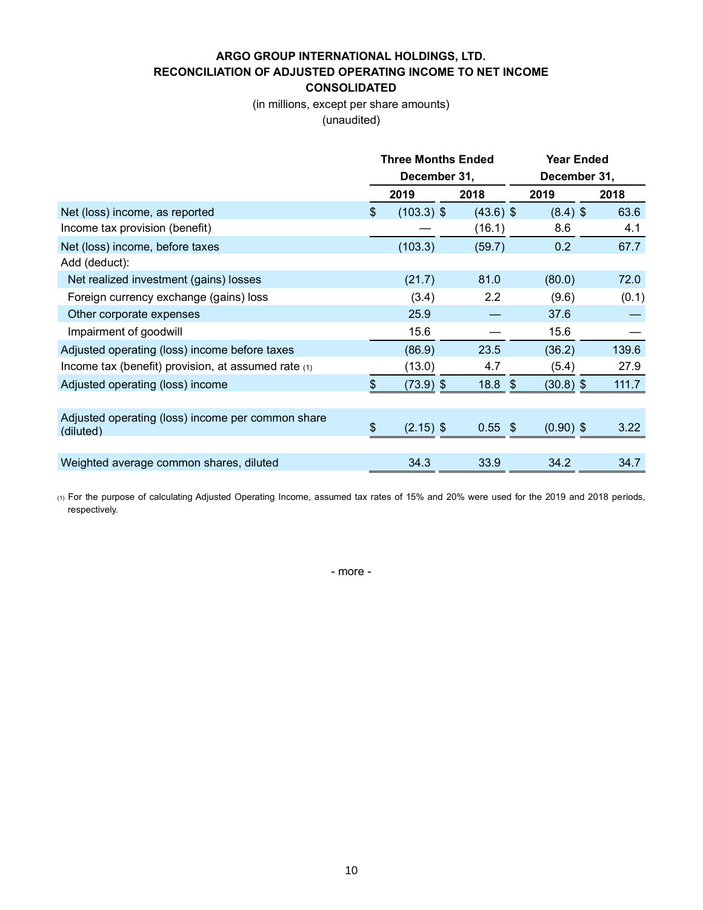**ARGO GROUP INTERNATIONAL HOLDINGS, LTD.**
**RECONCILIATION OF ADJUSTED OPERATING INCOME TO NET INCOME**
**CONSOLIDATED**

(in millions, except per share amounts)
(unaudited)

| | Three Months Ended December 31, | | Year Ended December 31, | |
|---|---|---|---|---|
| | 2019 | 2018 | 2019 | 2018 |
| Net (loss) income, as reported | $ (103.3) | $ (43.6) | $ (8.4) | $ 63.6 |
| Income tax provision (benefit) | — | (16.1) | 8.6 | 4.1 |
| Net (loss) income, before taxes | (103.3) | (59.7) | 0.2 | 67.7 |
| Add (deduct): | | | | |
| Net realized investment (gains) losses | (21.7) | 81.0 | (80.0) | 72.0 |
| Foreign currency exchange (gains) loss | (3.4) | 2.2 | (9.6) | (0.1) |
| Other corporate expenses | 25.9 | — | 37.6 | — |
| Impairment of goodwill | 15.6 | — | 15.6 | — |
| Adjusted operating (loss) income before taxes | (86.9) | 23.5 | (36.2) | 139.6 |
| Income tax (benefit) provision, at assumed rate (1) | (13.0) | 4.7 | (5.4) | 27.9 |
| Adjusted operating (loss) income | $ (73.9) | $ 18.8 | $ (30.8) | $ 111.7 |
| | | | | |
| Adjusted operating (loss) income per common share (diluted) | $ (2.15) | $ 0.55 | $ (0.90) | $ 3.22 |
| | | | | |
| Weighted average common shares, diluted | 34.3 | 33.9 | 34.2 | 34.7 |

(1) For the purpose of calculating Adjusted Operating Income, assumed tax rates of 15% and 20% were used for the 2019 and 2018 periods, respectively.

- more -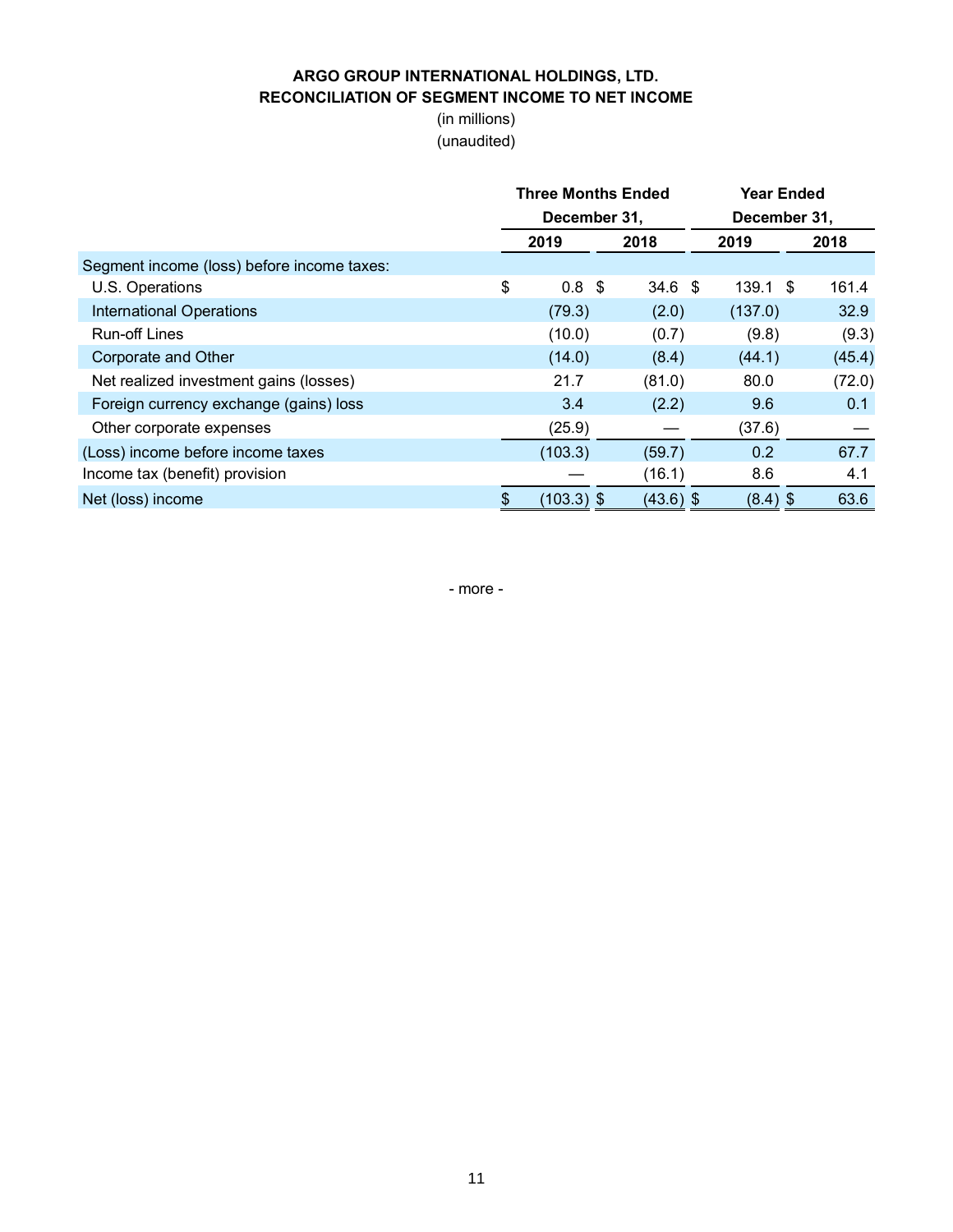**ARGO GROUP INTERNATIONAL HOLDINGS, LTD.**
**RECONCILIATION OF SEGMENT INCOME TO NET INCOME**

(in millions)
(unaudited)

| | Three Months Ended December 31, | | Year Ended December 31, | |
|---|---|---|---|---|
| | 2019 | 2018 | 2019 | 2018 |
| Segment income (loss) before income taxes: | | | | |
| U.S. Operations | $ 0.8 | $ 34.6 | $ 139.1 | $ 161.4 |
| International Operations | (79.3) | (2.0) | (137.0) | 32.9 |
| Run-off Lines | (10.0) | (0.7) | (9.8) | (9.3) |
| Corporate and Other | (14.0) | (8.4) | (44.1) | (45.4) |
| Net realized investment gains (losses) | 21.7 | (81.0) | 80.0 | (72.0) |
| Foreign currency exchange (gains) loss | 3.4 | (2.2) | 9.6 | 0.1 |
| Other corporate expenses | (25.9) | — | (37.6) | — |
| (Loss) income before income taxes | (103.3) | (59.7) | 0.2 | 67.7 |
| Income tax (benefit) provision | — | (16.1) | 8.6 | 4.1 |
| Net (loss) income | $ (103.3) | $ (43.6) | $ (8.4) | $ 63.6 |

- more -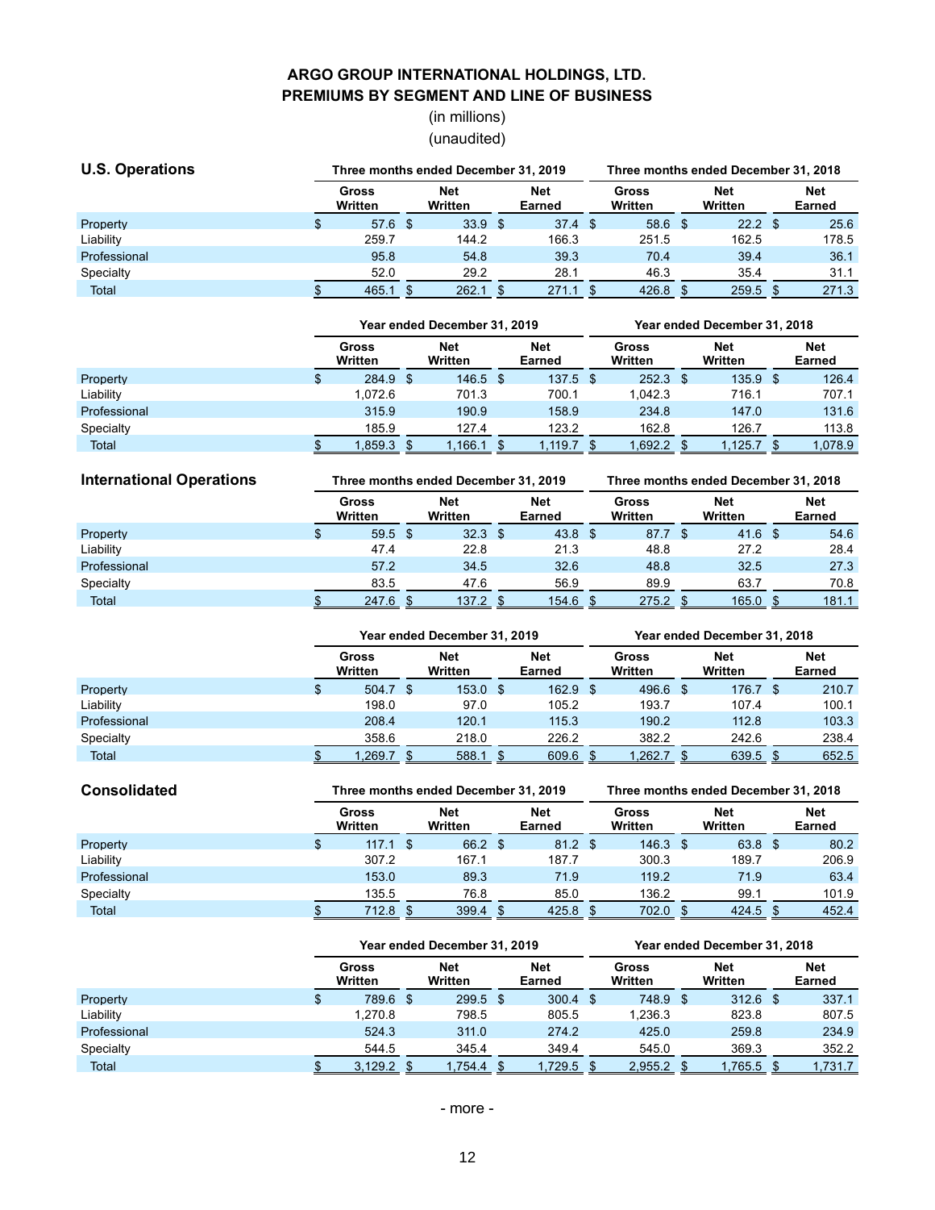# ARGO GROUP INTERNATIONAL HOLDINGS, LTD.
## PREMIUMS BY SEGMENT AND LINE OF BUSINESS
(in millions)
(unaudited)

### U.S. Operations

| | Three months ended December 31, 2019 | | | Three months ended December 31, 2018 | | |
|---|---|---|---|---|---|---|
| | Gross Written | Net Written | Net Earned | Gross Written | Net Written | Net Earned |
| Property | $ 57.6 | $ 33.9 | $ 37.4 | $ 58.6 | $ 22.2 | $ 25.6 |
| Liability | 259.7 | 144.2 | 166.3 | 251.5 | 162.5 | 178.5 |
| Professional | 95.8 | 54.8 | 39.3 | 70.4 | 39.4 | 36.1 |
| Specialty | 52.0 | 29.2 | 28.1 | 46.3 | 35.4 | 31.1 |
| Total | $ 465.1 | $ 262.1 | $ 271.1 | $ 426.8 | $ 259.5 | $ 271.3 |

| | Year ended December 31, 2019 | | | Year ended December 31, 2018 | | |
|---|---|---|---|---|---|---|
| | Gross Written | Net Written | Net Earned | Gross Written | Net Written | Net Earned |
| Property | $ 284.9 | $ 146.5 | $ 137.5 | $ 252.3 | $ 135.9 | $ 126.4 |
| Liability | 1,072.6 | 701.3 | 700.1 | 1,042.3 | 716.1 | 707.1 |
| Professional | 315.9 | 190.9 | 158.9 | 234.8 | 147.0 | 131.6 |
| Specialty | 185.9 | 127.4 | 123.2 | 162.8 | 126.7 | 113.8 |
| Total | $ 1,859.3 | $ 1,166.1 | $ 1,119.7 | $ 1,692.2 | $ 1,125.7 | $ 1,078.9 |

### International Operations

| | Three months ended December 31, 2019 | | | Three months ended December 31, 2018 | | |
|---|---|---|---|---|---|---|
| | Gross Written | Net Written | Net Earned | Gross Written | Net Written | Net Earned |
| Property | $ 59.5 | $ 32.3 | $ 43.8 | $ 87.7 | $ 41.6 | $ 54.6 |
| Liability | 47.4 | 22.8 | 21.3 | 48.8 | 27.2 | 28.4 |
| Professional | 57.2 | 34.5 | 32.6 | 48.8 | 32.5 | 27.3 |
| Specialty | 83.5 | 47.6 | 56.9 | 89.9 | 63.7 | 70.8 |
| Total | $ 247.6 | $ 137.2 | $ 154.6 | $ 275.2 | $ 165.0 | $ 181.1 |

| | Year ended December 31, 2019 | | | Year ended December 31, 2018 | | |
|---|---|---|---|---|---|---|
| | Gross Written | Net Written | Net Earned | Gross Written | Net Written | Net Earned |
| Property | $ 504.7 | $ 153.0 | $ 162.9 | $ 496.6 | $ 176.7 | $ 210.7 |
| Liability | 198.0 | 97.0 | 105.2 | 193.7 | 107.4 | 100.1 |
| Professional | 208.4 | 120.1 | 115.3 | 190.2 | 112.8 | 103.3 |
| Specialty | 358.6 | 218.0 | 226.2 | 382.2 | 242.6 | 238.4 |
| Total | $ 1,269.7 | $ 588.1 | $ 609.6 | $ 1,262.7 | $ 639.5 | $ 652.5 |

### Consolidated

| | Three months ended December 31, 2019 | | | Three months ended December 31, 2018 | | |
|---|---|---|---|---|---|---|
| | Gross Written | Net Written | Net Earned | Gross Written | Net Written | Net Earned |
| Property | $ 117.1 | $ 66.2 | $ 81.2 | $ 146.3 | $ 63.8 | $ 80.2 |
| Liability | 307.2 | 167.1 | 187.7 | 300.3 | 189.7 | 206.9 |
| Professional | 153.0 | 89.3 | 71.9 | 119.2 | 71.9 | 63.4 |
| Specialty | 135.5 | 76.8 | 85.0 | 136.2 | 99.1 | 101.9 |
| Total | $ 712.8 | $ 399.4 | $ 425.8 | $ 702.0 | $ 424.5 | $ 452.4 |

| | Year ended December 31, 2019 | | | Year ended December 31, 2018 | | |
|---|---|---|---|---|---|---|
| | Gross Written | Net Written | Net Earned | Gross Written | Net Written | Net Earned |
| Property | $ 789.6 | $ 299.5 | $ 300.4 | $ 748.9 | $ 312.6 | $ 337.1 |
| Liability | 1,270.8 | 798.5 | 805.5 | 1,236.3 | 823.8 | 807.5 |
| Professional | 524.3 | 311.0 | 274.2 | 425.0 | 259.8 | 234.9 |
| Specialty | 544.5 | 345.4 | 349.4 | 545.0 | 369.3 | 352.2 |
| Total | $ 3,129.2 | $ 1,754.4 | $ 1,729.5 | $ 2,955.2 | $ 1,765.5 | $ 1,731.7 |

- more -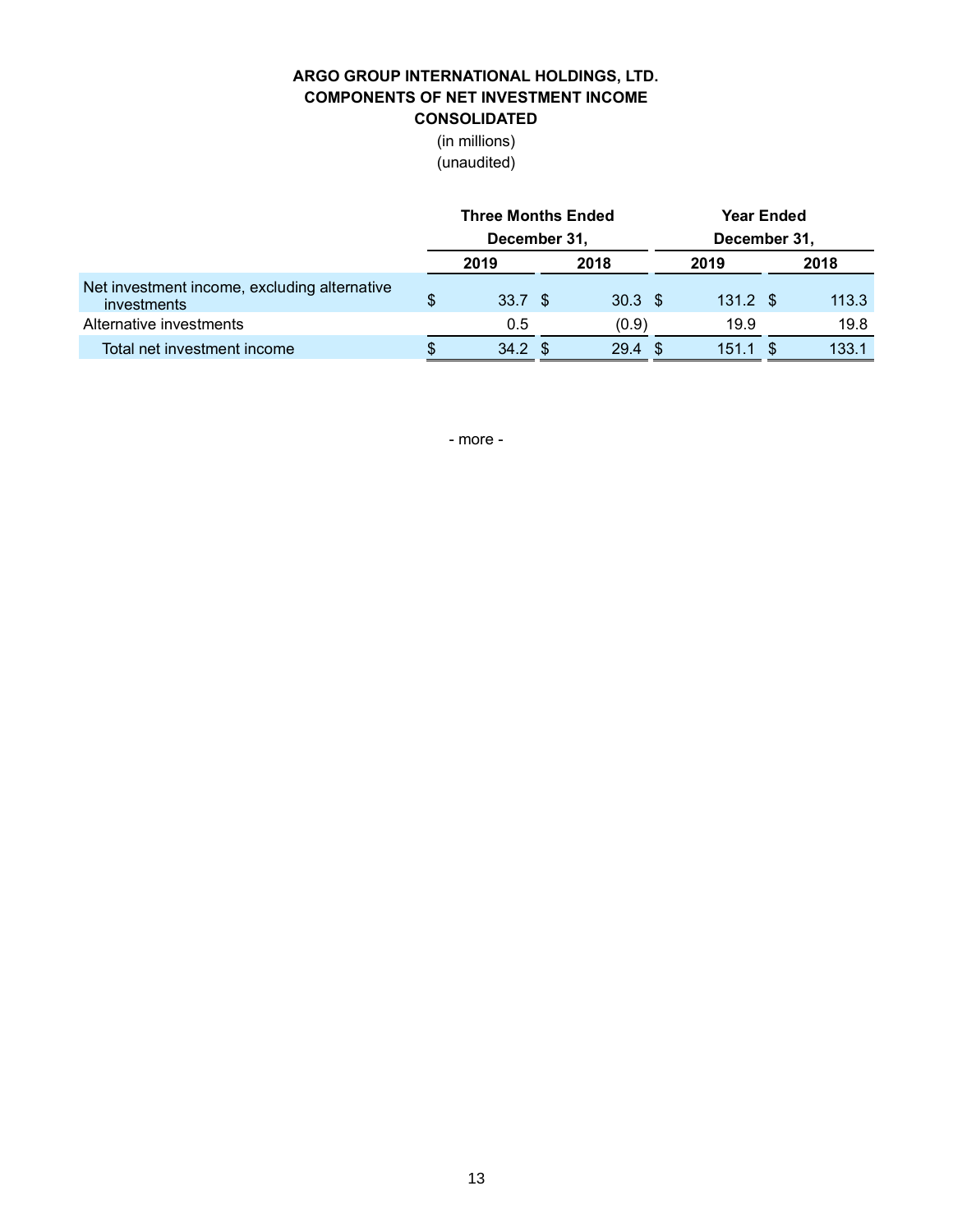**ARGO GROUP INTERNATIONAL HOLDINGS, LTD.**
**COMPONENTS OF NET INVESTMENT INCOME**
**CONSOLIDATED**
(in millions)
(unaudited)

| | Three Months Ended December 31, | | Year Ended December 31, | |
|---|---|---|---|---|
| | 2019 | 2018 | 2019 | 2018 |
| Net investment income, excluding alternative investments | $ 33.7 | $ 30.3 | $ 131.2 | $ 113.3 |
| Alternative investments | 0.5 | (0.9) | 19.9 | 19.8 |
| Total net investment income | $ 34.2 | $ 29.4 | $ 151.1 | $ 133.1 |

\- more -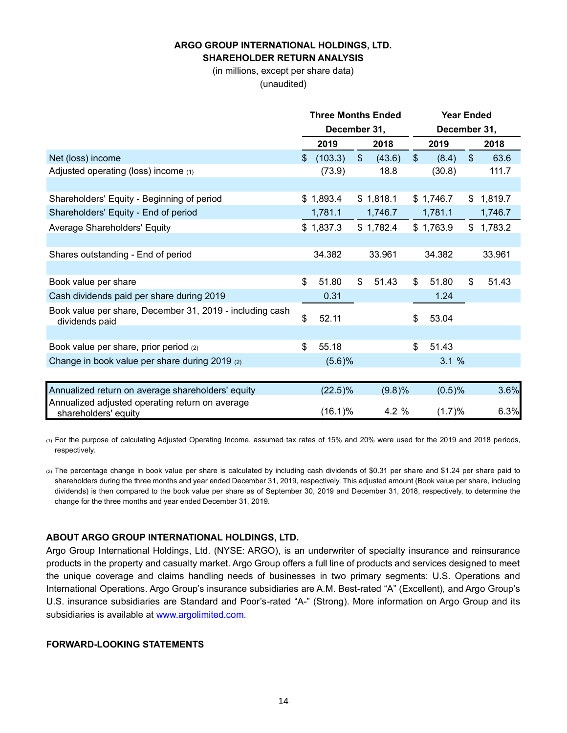**ARGO GROUP INTERNATIONAL HOLDINGS, LTD.**
**SHAREHOLDER RETURN ANALYSIS**
(in millions, except per share data)
(unaudited)

| | Three Months Ended December 31, | | Year Ended December 31, | |
|---|---|---|---|---|
| | 2019 | 2018 | 2019 | 2018 |
| Net (loss) income | $ (103.3) | $ (43.6) | $ (8.4) | $ 63.6 |
| Adjusted operating (loss) income (1) | (73.9) | 18.8 | (30.8) | 111.7 |
| | | | | |
| Shareholders' Equity - Beginning of period | $ 1,893.4 | $ 1,818.1 | $ 1,746.7 | $ 1,819.7 |
| Shareholders' Equity - End of period | 1,781.1 | 1,746.7 | 1,781.1 | 1,746.7 |
| Average Shareholders' Equity | $ 1,837.3 | $ 1,782.4 | $ 1,763.9 | $ 1,783.2 |
| | | | | |
| Shares outstanding - End of period | 34.382 | 33.961 | 34.382 | 33.961 |
| | | | | |
| Book value per share | $ 51.80 | $ 51.43 | $ 51.80 | $ 51.43 |
| Cash dividends paid per share during 2019 | 0.31 | | 1.24 | |
| Book value per share, December 31, 2019 - including cash dividends paid | $ 52.11 | | $ 53.04 | |
| | | | | |
| Book value per share, prior period (2) | $ 55.18 | | $ 51.43 | |
| Change in book value per share during 2019 (2) | (5.6)% | | 3.1 % | |
| | | | | |
| Annualized return on average shareholders' equity | (22.5)% | (9.8)% | (0.5)% | 3.6% |
| Annualized adjusted operating return on average shareholders' equity | (16.1)% | 4.2 % | (1.7)% | 6.3% |

(1) For the purpose of calculating Adjusted Operating Income, assumed tax rates of 15% and 20% were used for the 2019 and 2018 periods, respectively.

(2) The percentage change in book value per share is calculated by including cash dividends of $0.31 per share and $1.24 per share paid to shareholders during the three months and year ended December 31, 2019, respectively. This adjusted amount (Book value per share, including dividends) is then compared to the book value per share as of September 30, 2019 and December 31, 2018, respectively, to determine the change for the three months and year ended December 31, 2019.

## ABOUT ARGO GROUP INTERNATIONAL HOLDINGS, LTD.

Argo Group International Holdings, Ltd. (NYSE: ARGO), is an underwriter of specialty insurance and reinsurance products in the property and casualty market. Argo Group offers a full line of products and services designed to meet the unique coverage and claims handling needs of businesses in two primary segments: U.S. Operations and International Operations. Argo Group's insurance subsidiaries are A.M. Best-rated "A" (Excellent), and Argo Group's U.S. insurance subsidiaries are Standard and Poor's-rated "A-" (Strong). More information on Argo Group and its subsidiaries is available at www.argolimited.com.

## FORWARD-LOOKING STATEMENTS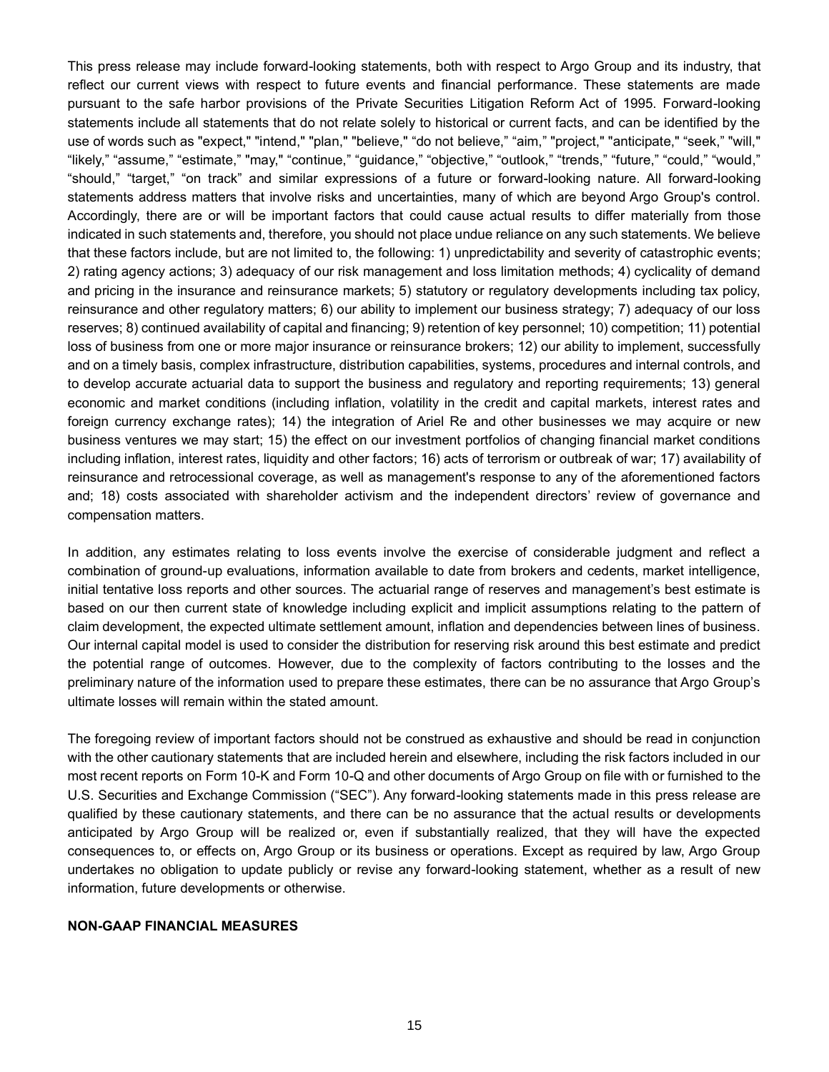This press release may include forward-looking statements, both with respect to Argo Group and its industry, that reflect our current views with respect to future events and financial performance. These statements are made pursuant to the safe harbor provisions of the Private Securities Litigation Reform Act of 1995. Forward-looking statements include all statements that do not relate solely to historical or current facts, and can be identified by the use of words such as "expect," "intend," "plan," "believe," "do not believe," "aim," "project," "anticipate," "seek," "will," "likely," "assume," "estimate," "may," "continue," "guidance," "objective," "outlook," "trends," "future," "could," "would," "should," "target," "on track" and similar expressions of a future or forward-looking nature. All forward-looking statements address matters that involve risks and uncertainties, many of which are beyond Argo Group's control. Accordingly, there are or will be important factors that could cause actual results to differ materially from those indicated in such statements and, therefore, you should not place undue reliance on any such statements. We believe that these factors include, but are not limited to, the following: 1) unpredictability and severity of catastrophic events; 2) rating agency actions; 3) adequacy of our risk management and loss limitation methods; 4) cyclicality of demand and pricing in the insurance and reinsurance markets; 5) statutory or regulatory developments including tax policy, reinsurance and other regulatory matters; 6) our ability to implement our business strategy; 7) adequacy of our loss reserves; 8) continued availability of capital and financing; 9) retention of key personnel; 10) competition; 11) potential loss of business from one or more major insurance or reinsurance brokers; 12) our ability to implement, successfully and on a timely basis, complex infrastructure, distribution capabilities, systems, procedures and internal controls, and to develop accurate actuarial data to support the business and regulatory and reporting requirements; 13) general economic and market conditions (including inflation, volatility in the credit and capital markets, interest rates and foreign currency exchange rates); 14) the integration of Ariel Re and other businesses we may acquire or new business ventures we may start; 15) the effect on our investment portfolios of changing financial market conditions including inflation, interest rates, liquidity and other factors; 16) acts of terrorism or outbreak of war; 17) availability of reinsurance and retrocessional coverage, as well as management's response to any of the aforementioned factors and; 18) costs associated with shareholder activism and the independent directors' review of governance and compensation matters.

In addition, any estimates relating to loss events involve the exercise of considerable judgment and reflect a combination of ground-up evaluations, information available to date from brokers and cedents, market intelligence, initial tentative loss reports and other sources. The actuarial range of reserves and management's best estimate is based on our then current state of knowledge including explicit and implicit assumptions relating to the pattern of claim development, the expected ultimate settlement amount, inflation and dependencies between lines of business. Our internal capital model is used to consider the distribution for reserving risk around this best estimate and predict the potential range of outcomes. However, due to the complexity of factors contributing to the losses and the preliminary nature of the information used to prepare these estimates, there can be no assurance that Argo Group's ultimate losses will remain within the stated amount.

The foregoing review of important factors should not be construed as exhaustive and should be read in conjunction with the other cautionary statements that are included herein and elsewhere, including the risk factors included in our most recent reports on Form 10-K and Form 10-Q and other documents of Argo Group on file with or furnished to the U.S. Securities and Exchange Commission ("SEC"). Any forward-looking statements made in this press release are qualified by these cautionary statements, and there can be no assurance that the actual results or developments anticipated by Argo Group will be realized or, even if substantially realized, that they will have the expected consequences to, or effects on, Argo Group or its business or operations. Except as required by law, Argo Group undertakes no obligation to update publicly or revise any forward-looking statement, whether as a result of new information, future developments or otherwise.

**NON-GAAP FINANCIAL MEASURES**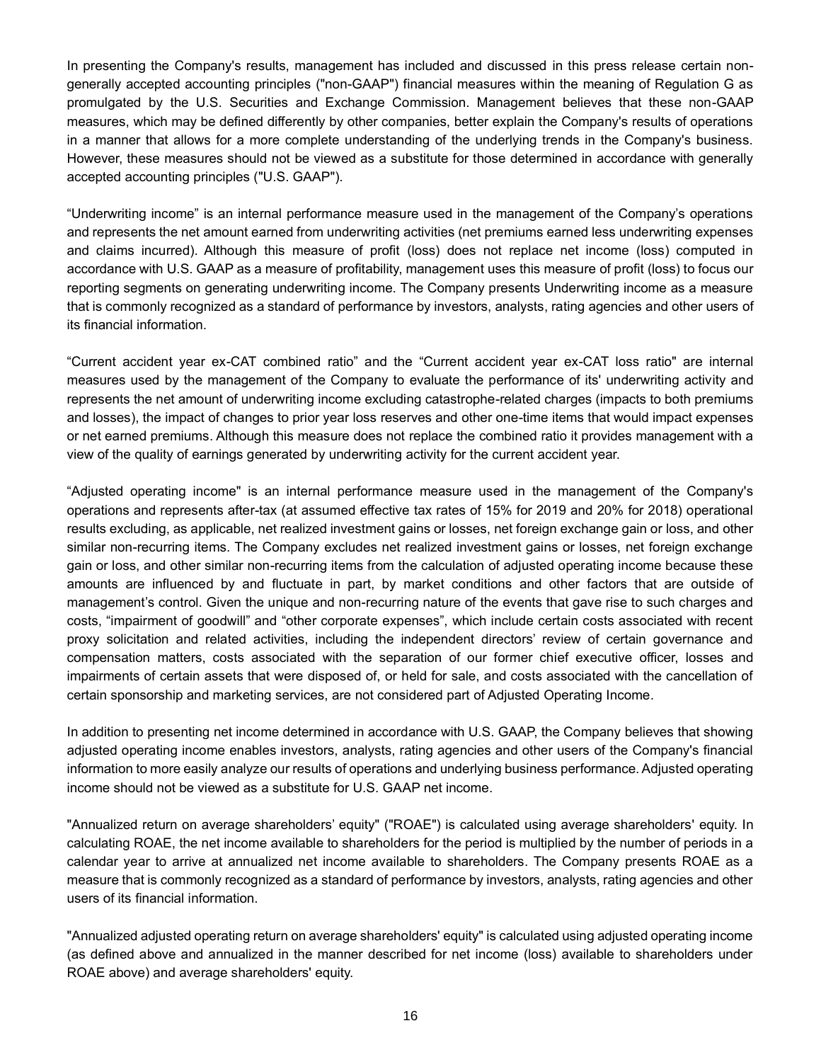In presenting the Company's results, management has included and discussed in this press release certain non-generally accepted accounting principles ("non-GAAP") financial measures within the meaning of Regulation G as promulgated by the U.S. Securities and Exchange Commission. Management believes that these non-GAAP measures, which may be defined differently by other companies, better explain the Company's results of operations in a manner that allows for a more complete understanding of the underlying trends in the Company's business. However, these measures should not be viewed as a substitute for those determined in accordance with generally accepted accounting principles ("U.S. GAAP").

“Underwriting income” is an internal performance measure used in the management of the Company’s operations and represents the net amount earned from underwriting activities (net premiums earned less underwriting expenses and claims incurred). Although this measure of profit (loss) does not replace net income (loss) computed in accordance with U.S. GAAP as a measure of profitability, management uses this measure of profit (loss) to focus our reporting segments on generating underwriting income. The Company presents Underwriting income as a measure that is commonly recognized as a standard of performance by investors, analysts, rating agencies and other users of its financial information.

“Current accident year ex-CAT combined ratio” and the “Current accident year ex-CAT loss ratio" are internal measures used by the management of the Company to evaluate the performance of its' underwriting activity and represents the net amount of underwriting income excluding catastrophe-related charges (impacts to both premiums and losses), the impact of changes to prior year loss reserves and other one-time items that would impact expenses or net earned premiums. Although this measure does not replace the combined ratio it provides management with a view of the quality of earnings generated by underwriting activity for the current accident year.

“Adjusted operating income" is an internal performance measure used in the management of the Company's operations and represents after-tax (at assumed effective tax rates of 15% for 2019 and 20% for 2018) operational results excluding, as applicable, net realized investment gains or losses, net foreign exchange gain or loss, and other similar non-recurring items. The Company excludes net realized investment gains or losses, net foreign exchange gain or loss, and other similar non-recurring items from the calculation of adjusted operating income because these amounts are influenced by and fluctuate in part, by market conditions and other factors that are outside of management’s control. Given the unique and non-recurring nature of the events that gave rise to such charges and costs, “impairment of goodwill” and “other corporate expenses”, which include certain costs associated with recent proxy solicitation and related activities, including the independent directors’ review of certain governance and compensation matters, costs associated with the separation of our former chief executive officer, losses and impairments of certain assets that were disposed of, or held for sale, and costs associated with the cancellation of certain sponsorship and marketing services, are not considered part of Adjusted Operating Income.

In addition to presenting net income determined in accordance with U.S. GAAP, the Company believes that showing adjusted operating income enables investors, analysts, rating agencies and other users of the Company's financial information to more easily analyze our results of operations and underlying business performance. Adjusted operating income should not be viewed as a substitute for U.S. GAAP net income.

"Annualized return on average shareholders’ equity" ("ROAE") is calculated using average shareholders' equity. In calculating ROAE, the net income available to shareholders for the period is multiplied by the number of periods in a calendar year to arrive at annualized net income available to shareholders. The Company presents ROAE as a measure that is commonly recognized as a standard of performance by investors, analysts, rating agencies and other users of its financial information.

"Annualized adjusted operating return on average shareholders' equity" is calculated using adjusted operating income (as defined above and annualized in the manner described for net income (loss) available to shareholders under ROAE above) and average shareholders' equity.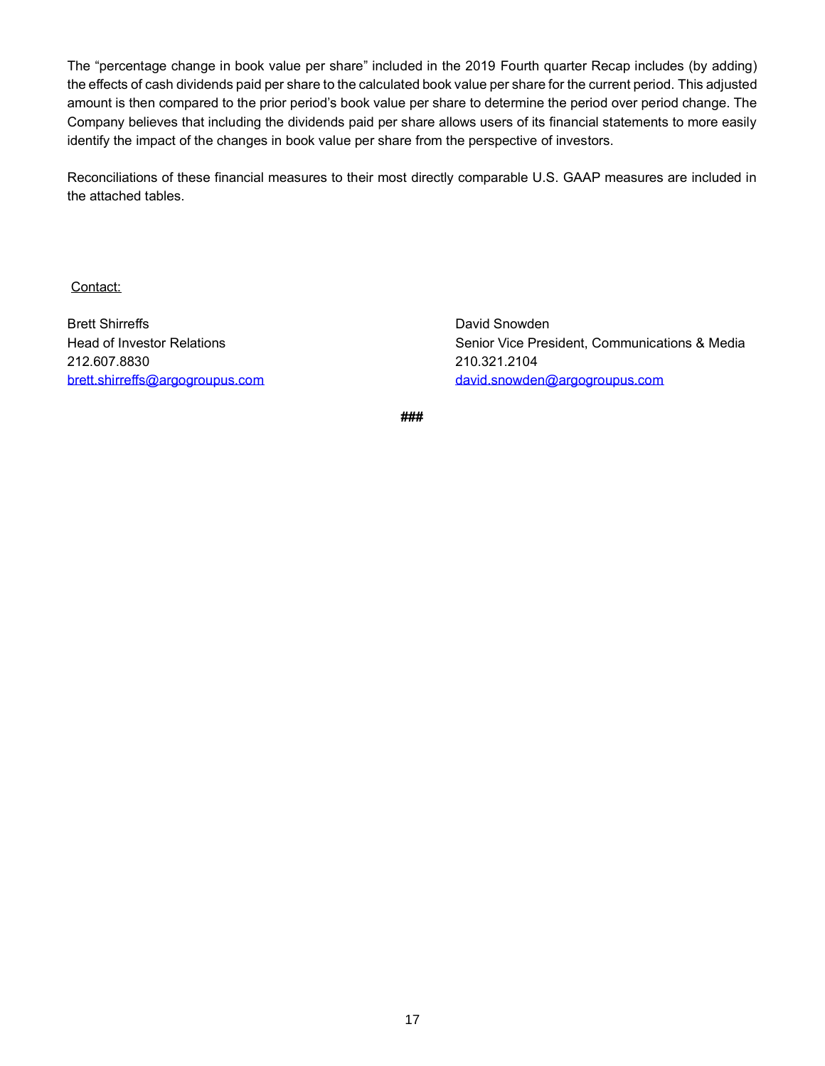The “percentage change in book value per share” included in the 2019 Fourth quarter Recap includes (by adding) the effects of cash dividends paid per share to the calculated book value per share for the current period. This adjusted amount is then compared to the prior period’s book value per share to determine the period over period change. The Company believes that including the dividends paid per share allows users of its financial statements to more easily identify the impact of the changes in book value per share from the perspective of investors.

Reconciliations of these financial measures to their most directly comparable U.S. GAAP measures are included in the attached tables.

Contact:

Brett Shirreffs
Head of Investor Relations
212.607.8830
brett.shirreffs@argogroupus.com

David Snowden
Senior Vice President, Communications & Media
210.321.2104
david.snowden@argogroupus.com

###